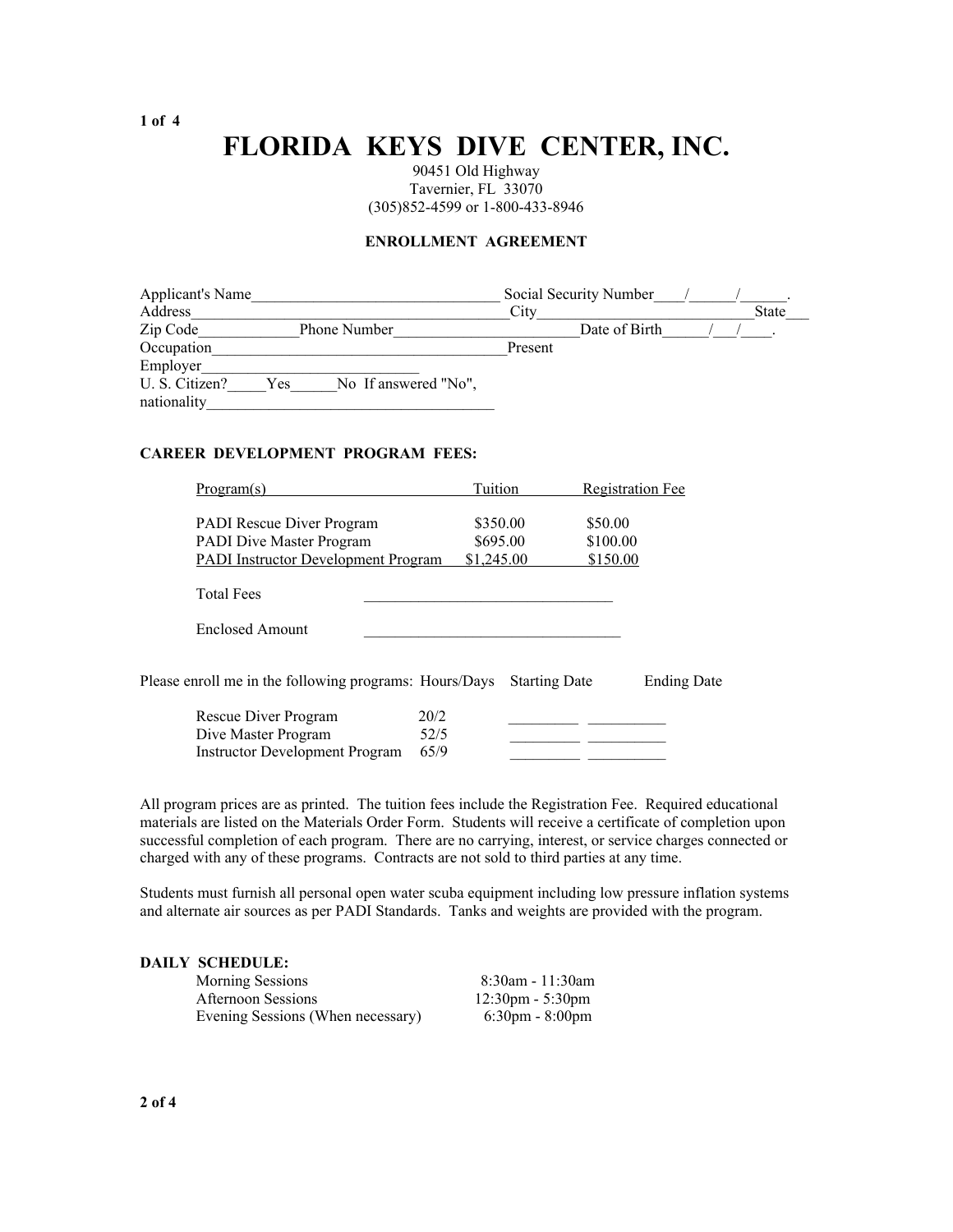# FLORIDA KEYS DIVE CENTER, INC.

90451 Old Highway
Tavernier, FL 33070
(305)852-4599 or 1-800-433-8946

### ENROLLMENT AGREEMENT

Applicant's Name________________________________ Social Security Number____/______/______.
Address_______________________________________City____________________________State___
Zip Code____________Phone Number______________________Date of Birth______/___/____.
Occupation______________________________________Present
Employer___________________________
U. S. Citizen?_____Yes______No If answered "No",
nationality____________________________________

### CAREER DEVELOPMENT PROGRAM FEES:

| Program(s) | Tuition | Registration Fee |
|---|---|---|
| PADI Rescue Diver Program | $350.00 | $50.00 |
| PADI Dive Master Program | $695.00 | $100.00 |
| PADI Instructor Development Program | $1,245.00 | $150.00 |

Total Fees ________________________________

Enclosed Amount _________________________________

Please enroll me in the following programs:

| Program | Hours/Days | Starting Date | Ending Date |
|---|---|---|---|
| Rescue Diver Program | 20/2 | _________ | __________ |
| Dive Master Program | 52/5 | _________ | __________ |
| Instructor Development Program | 65/9 | _________ | __________ |

All program prices are as printed. The tuition fees include the Registration Fee. Required educational materials are listed on the Materials Order Form. Students will receive a certificate of completion upon successful completion of each program. There are no carrying, interest, or service charges connected or charged with any of these programs. Contracts are not sold to third parties at any time.

Students must furnish all personal open water scuba equipment including low pressure inflation systems and alternate air sources as per PADI Standards. Tanks and weights are provided with the program.

### DAILY SCHEDULE:

| Session | Time |
|---|---|
| Morning Sessions | 8:30am - 11:30am |
| Afternoon Sessions | 12:30pm - 5:30pm |
| Evening Sessions (When necessary) | 6:30pm - 8:00pm |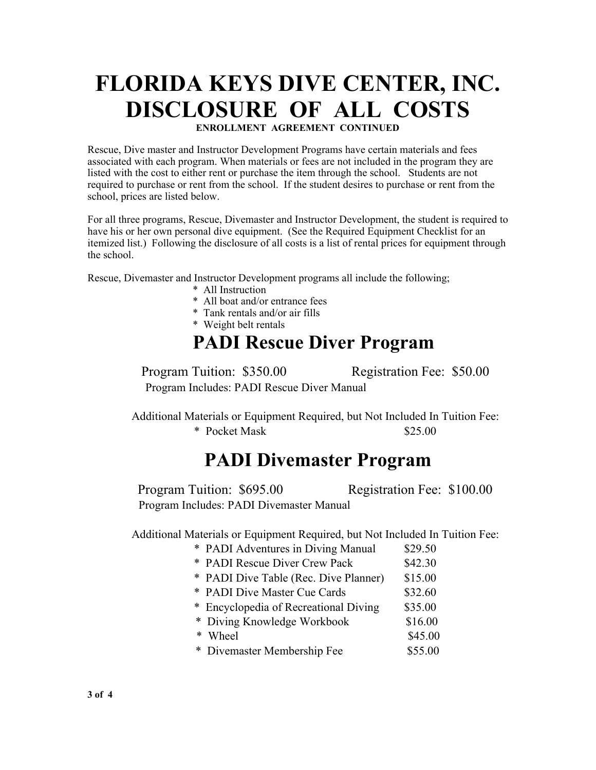# FLORIDA KEYS DIVE CENTER, INC.
# DISCLOSURE OF ALL COSTS

**ENROLLMENT AGREEMENT CONTINUED**

Rescue, Dive master and Instructor Development Programs have certain materials and fees associated with each program. When materials or fees are not included in the program they are listed with the cost to either rent or purchase the item through the school. Students are not required to purchase or rent from the school. If the student desires to purchase or rent from the school, prices are listed below.

For all three programs, Rescue, Divemaster and Instructor Development, the student is required to have his or her own personal dive equipment. (See the Required Equipment Checklist for an itemized list.) Following the disclosure of all costs is a list of rental prices for equipment through the school.

Rescue, Divemaster and Instructor Development programs all include the following;

* All Instruction
* All boat and/or entrance fees
* Tank rentals and/or air fills
* Weight belt rentals

## PADI Rescue Diver Program

Program Tuition: $350.00 Registration Fee: $50.00

Program Includes: PADI Rescue Diver Manual

Additional Materials or Equipment Required, but Not Included In Tuition Fee:

* Pocket Mask $25.00

## PADI Divemaster Program

Program Tuition: $695.00 Registration Fee: $100.00

Program Includes: PADI Divemaster Manual

Additional Materials or Equipment Required, but Not Included In Tuition Fee:

* PADI Adventures in Diving Manual $29.50
* PADI Rescue Diver Crew Pack $42.30
* PADI Dive Table (Rec. Dive Planner) $15.00
* PADI Dive Master Cue Cards $32.60
* Encyclopedia of Recreational Diving $35.00
* Diving Knowledge Workbook $16.00
* Wheel $45.00
* Divemaster Membership Fee $55.00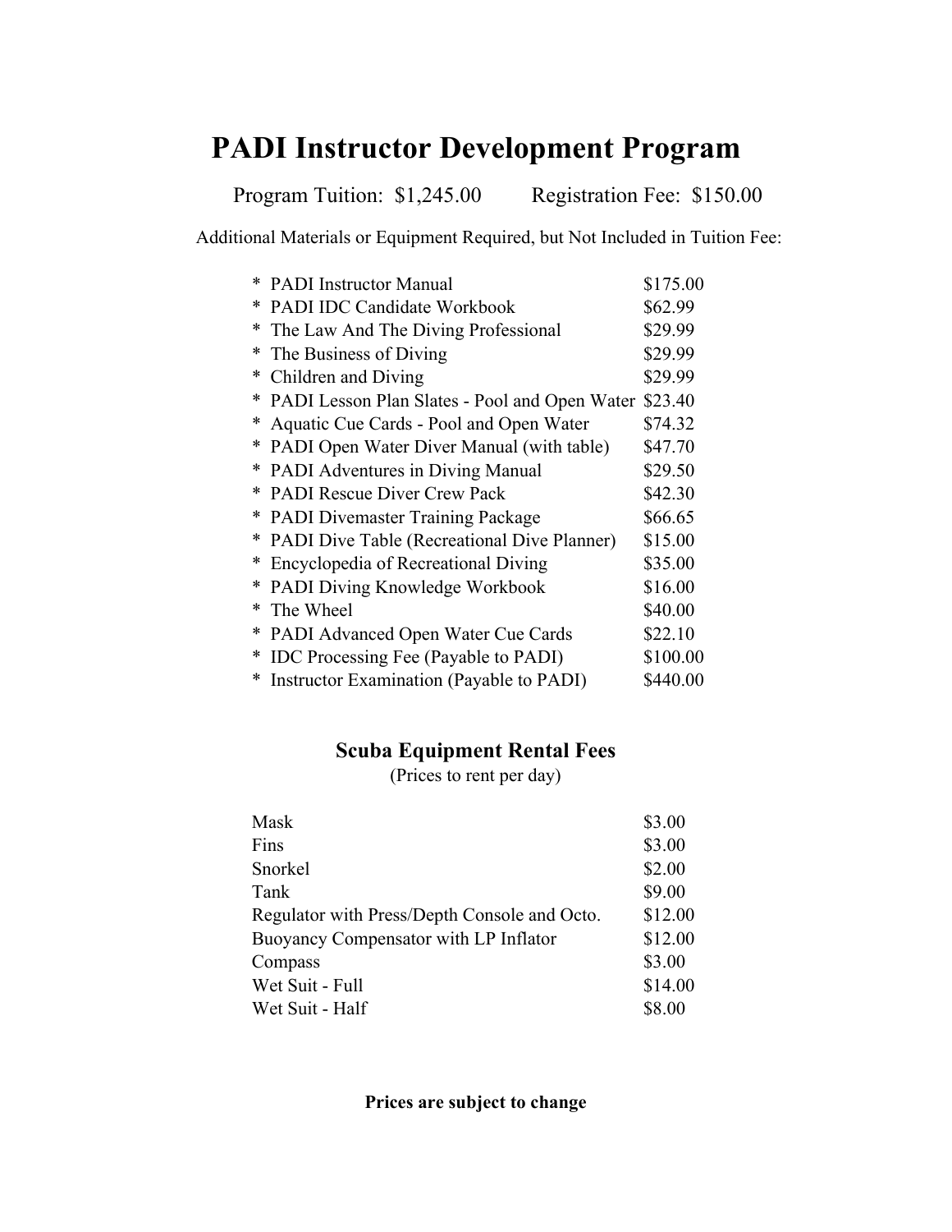# PADI Instructor Development Program

Program Tuition: $1,245.00 Registration Fee: $150.00

Additional Materials or Equipment Required, but Not Included in Tuition Fee:

| Item | Price |
| --- | --- |
| * PADI Instructor Manual | $175.00 |
| * PADI IDC Candidate Workbook | $62.99 |
| * The Law And The Diving Professional | $29.99 |
| * The Business of Diving | $29.99 |
| * Children and Diving | $29.99 |
| * PADI Lesson Plan Slates - Pool and Open Water | $23.40 |
| * Aquatic Cue Cards - Pool and Open Water | $74.32 |
| * PADI Open Water Diver Manual (with table) | $47.70 |
| * PADI Adventures in Diving Manual | $29.50 |
| * PADI Rescue Diver Crew Pack | $42.30 |
| * PADI Divemaster Training Package | $66.65 |
| * PADI Dive Table (Recreational Dive Planner) | $15.00 |
| * Encyclopedia of Recreational Diving | $35.00 |
| * PADI Diving Knowledge Workbook | $16.00 |
| * The Wheel | $40.00 |
| * PADI Advanced Open Water Cue Cards | $22.10 |
| * IDC Processing Fee (Payable to PADI) | $100.00 |
| * Instructor Examination (Payable to PADI) | $440.00 |

## Scuba Equipment Rental Fees

(Prices to rent per day)

| Item | Price |
| --- | --- |
| Mask | $3.00 |
| Fins | $3.00 |
| Snorkel | $2.00 |
| Tank | $9.00 |
| Regulator with Press/Depth Console and Octo. | $12.00 |
| Buoyancy Compensator with LP Inflator | $12.00 |
| Compass | $3.00 |
| Wet Suit - Full | $14.00 |
| Wet Suit - Half | $8.00 |

**Prices are subject to change**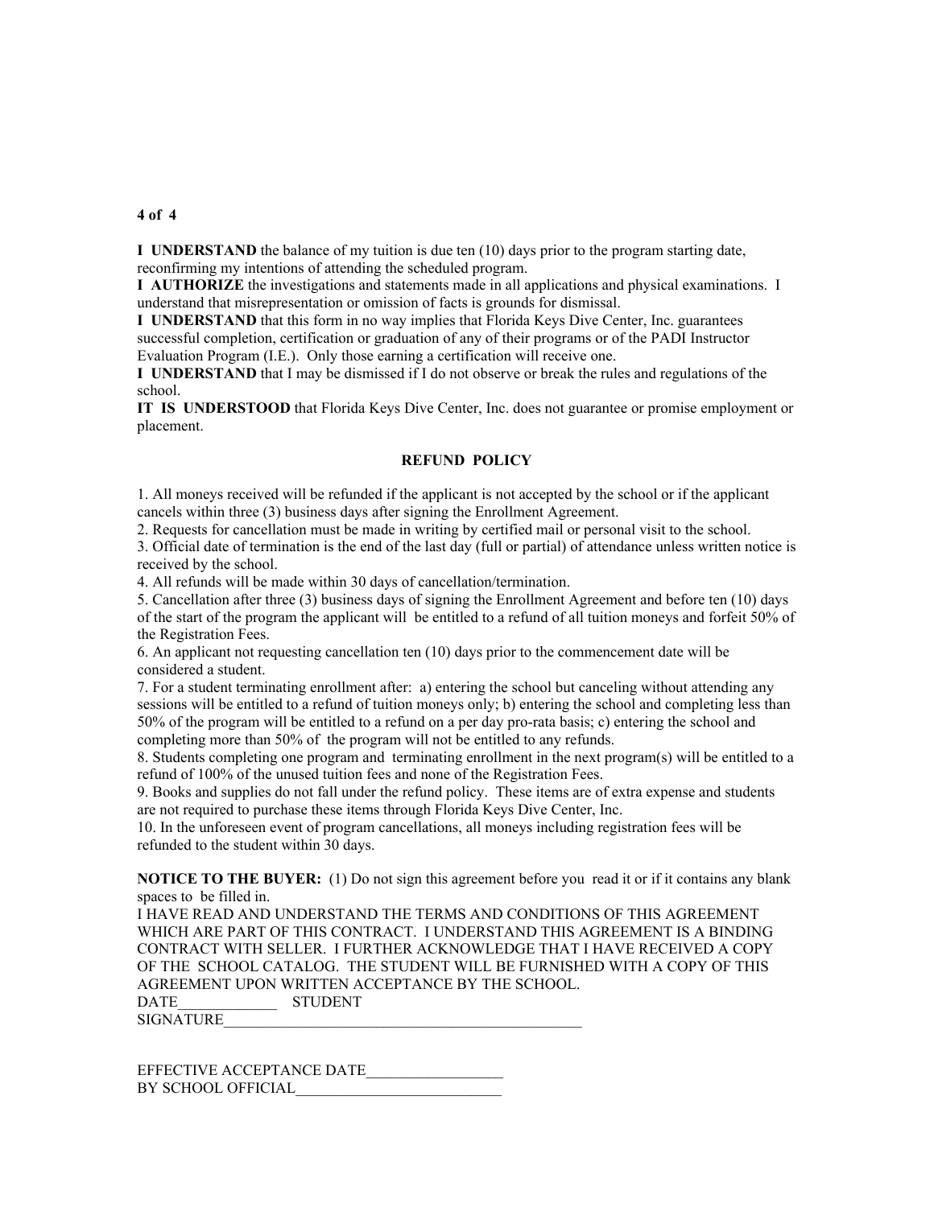**I UNDERSTAND** the balance of my tuition is due ten (10) days prior to the program starting date, reconfirming my intentions of attending the scheduled program.
**I AUTHORIZE** the investigations and statements made in all applications and physical examinations. I understand that misrepresentation or omission of facts is grounds for dismissal.
**I UNDERSTAND** that this form in no way implies that Florida Keys Dive Center, Inc. guarantees successful completion, certification or graduation of any of their programs or of the PADI Instructor Evaluation Program (I.E.). Only those earning a certification will receive one.
**I UNDERSTAND** that I may be dismissed if I do not observe or break the rules and regulations of the school.
**IT IS UNDERSTOOD** that Florida Keys Dive Center, Inc. does not guarantee or promise employment or placement.

## REFUND POLICY

1. All moneys received will be refunded if the applicant is not accepted by the school or if the applicant cancels within three (3) business days after signing the Enrollment Agreement.
2. Requests for cancellation must be made in writing by certified mail or personal visit to the school.
3. Official date of termination is the end of the last day (full or partial) of attendance unless written notice is received by the school.
4. All refunds will be made within 30 days of cancellation/termination.
5. Cancellation after three (3) business days of signing the Enrollment Agreement and before ten (10) days of the start of the program the applicant will be entitled to a refund of all tuition moneys and forfeit 50% of the Registration Fees.
6. An applicant not requesting cancellation ten (10) days prior to the commencement date will be considered a student.
7. For a student terminating enrollment after: a) entering the school but canceling without attending any sessions will be entitled to a refund of tuition moneys only; b) entering the school and completing less than 50% of the program will be entitled to a refund on a per day pro-rata basis; c) entering the school and completing more than 50% of the program will not be entitled to any refunds.
8. Students completing one program and terminating enrollment in the next program(s) will be entitled to a refund of 100% of the unused tuition fees and none of the Registration Fees.
9. Books and supplies do not fall under the refund policy. These items are of extra expense and students are not required to purchase these items through Florida Keys Dive Center, Inc.
10. In the unforeseen event of program cancellations, all moneys including registration fees will be refunded to the student within 30 days.

**NOTICE TO THE BUYER:** (1) Do not sign this agreement before you read it or if it contains any blank spaces to be filled in.
I HAVE READ AND UNDERSTAND THE TERMS AND CONDITIONS OF THIS AGREEMENT WHICH ARE PART OF THIS CONTRACT. I UNDERSTAND THIS AGREEMENT IS A BINDING CONTRACT WITH SELLER. I FURTHER ACKNOWLEDGE THAT I HAVE RECEIVED A COPY OF THE SCHOOL CATALOG. THE STUDENT WILL BE FURNISHED WITH A COPY OF THIS AGREEMENT UPON WRITTEN ACCEPTANCE BY THE SCHOOL.
DATE_____________ STUDENT
SIGNATURE________________________________________________

EFFECTIVE ACCEPTANCE DATE__________________
BY SCHOOL OFFICIAL___________________________